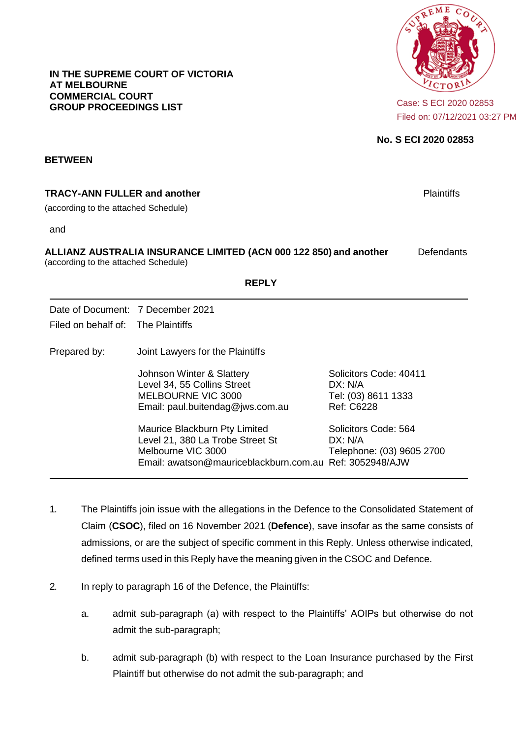**IN THE SUPREME COURT OF VICTORIA**
**AT MELBOURNE**
**COMMERCIAL COURT**
**GROUP PROCEEDINGS LIST**

Case: S ECI 2020 02853
Filed on: 07/12/2021 03:27 PM

**No. S ECI 2020 02853**

**BETWEEN**

**TRACY-ANN FULLER and another** — Plaintiffs
(according to the attached Schedule)

and

**ALLIANZ AUSTRALIA INSURANCE LIMITED (ACN 000 122 850) and another** — Defendants
(according to the attached Schedule)

## REPLY

Date of Document: 7 December 2021
Filed on behalf of: The Plaintiffs

Prepared by: Joint Lawyers for the Plaintiffs

| | |
|---|---|
| Johnson Winter & Slattery<br>Level 34, 55 Collins Street<br>MELBOURNE VIC 3000<br>Email: paul.buitendag@jws.com.au | Solicitors Code: 40411<br>DX: N/A<br>Tel: (03) 8611 1333<br>Ref: C6228 |
| Maurice Blackburn Pty Limited<br>Level 21, 380 La Trobe Street St<br>Melbourne VIC 3000<br>Email: awatson@mauriceblackburn.com.au | Solicitors Code: 564<br>DX: N/A<br>Telephone: (03) 9605 2700<br>Ref: 3052948/AJW |

1. The Plaintiffs join issue with the allegations in the Defence to the Consolidated Statement of Claim (**CSOC**), filed on 16 November 2021 (**Defence**), save insofar as the same consists of admissions, or are the subject of specific comment in this Reply. Unless otherwise indicated, defined terms used in this Reply have the meaning given in the CSOC and Defence.

2. In reply to paragraph 16 of the Defence, the Plaintiffs:

   a. admit sub-paragraph (a) with respect to the Plaintiffs' AOIPs but otherwise do not admit the sub-paragraph;

   b. admit sub-paragraph (b) with respect to the Loan Insurance purchased by the First Plaintiff but otherwise do not admit the sub-paragraph; and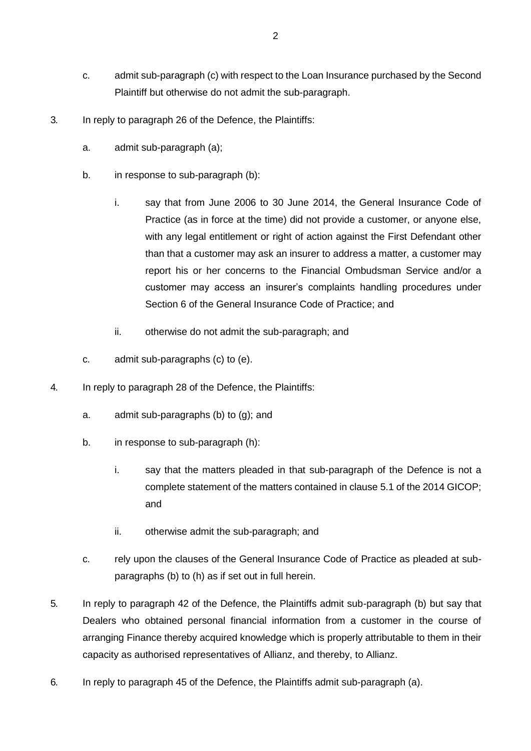c. admit sub-paragraph (c) with respect to the Loan Insurance purchased by the Second Plaintiff but otherwise do not admit the sub-paragraph.

3. In reply to paragraph 26 of the Defence, the Plaintiffs:

   a. admit sub-paragraph (a);

   b. in response to sub-paragraph (b):

      i. say that from June 2006 to 30 June 2014, the General Insurance Code of Practice (as in force at the time) did not provide a customer, or anyone else, with any legal entitlement or right of action against the First Defendant other than that a customer may ask an insurer to address a matter, a customer may report his or her concerns to the Financial Ombudsman Service and/or a customer may access an insurer's complaints handling procedures under Section 6 of the General Insurance Code of Practice; and

      ii. otherwise do not admit the sub-paragraph; and

   c. admit sub-paragraphs (c) to (e).

4. In reply to paragraph 28 of the Defence, the Plaintiffs:

   a. admit sub-paragraphs (b) to (g); and

   b. in response to sub-paragraph (h):

      i. say that the matters pleaded in that sub-paragraph of the Defence is not a complete statement of the matters contained in clause 5.1 of the 2014 GICOP; and

      ii. otherwise admit the sub-paragraph; and

   c. rely upon the clauses of the General Insurance Code of Practice as pleaded at sub-paragraphs (b) to (h) as if set out in full herein.

5. In reply to paragraph 42 of the Defence, the Plaintiffs admit sub-paragraph (b) but say that Dealers who obtained personal financial information from a customer in the course of arranging Finance thereby acquired knowledge which is properly attributable to them in their capacity as authorised representatives of Allianz, and thereby, to Allianz.

6. In reply to paragraph 45 of the Defence, the Plaintiffs admit sub-paragraph (a).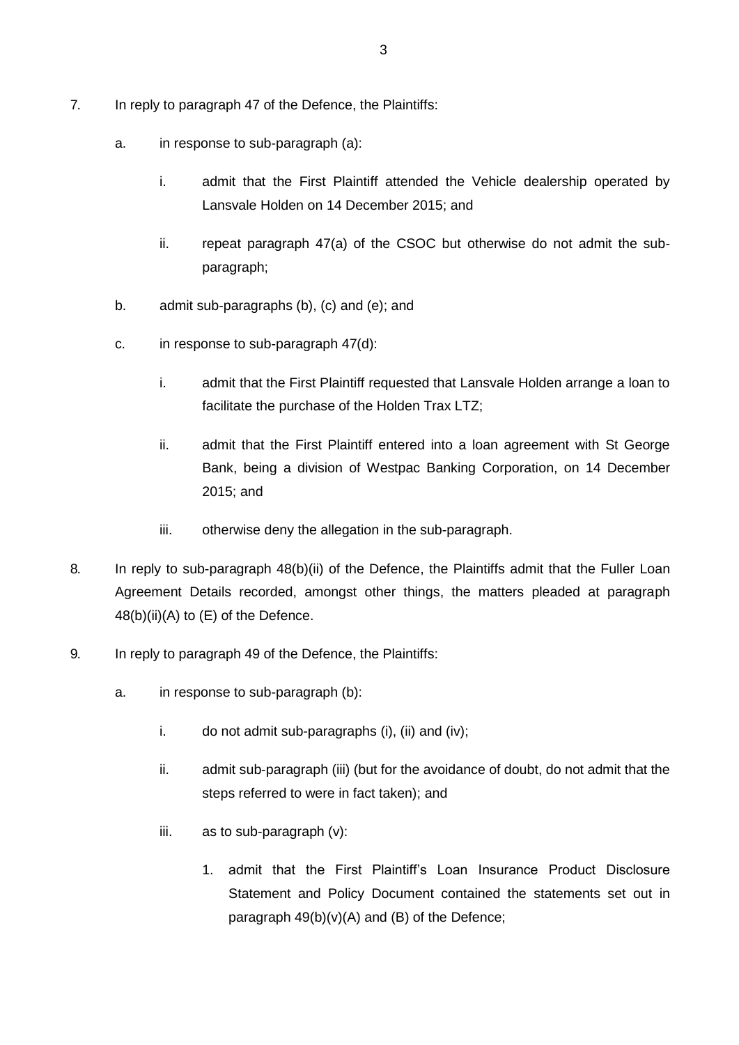7. In reply to paragraph 47 of the Defence, the Plaintiffs:

   a. in response to sub-paragraph (a):

      i. admit that the First Plaintiff attended the Vehicle dealership operated by Lansvale Holden on 14 December 2015; and

      ii. repeat paragraph 47(a) of the CSOC but otherwise do not admit the sub-paragraph;

   b. admit sub-paragraphs (b), (c) and (e); and

   c. in response to sub-paragraph 47(d):

      i. admit that the First Plaintiff requested that Lansvale Holden arrange a loan to facilitate the purchase of the Holden Trax LTZ;

      ii. admit that the First Plaintiff entered into a loan agreement with St George Bank, being a division of Westpac Banking Corporation, on 14 December 2015; and

      iii. otherwise deny the allegation in the sub-paragraph.

8. In reply to sub-paragraph 48(b)(ii) of the Defence, the Plaintiffs admit that the Fuller Loan Agreement Details recorded, amongst other things, the matters pleaded at paragraph 48(b)(ii)(A) to (E) of the Defence.

9. In reply to paragraph 49 of the Defence, the Plaintiffs:

   a. in response to sub-paragraph (b):

      i. do not admit sub-paragraphs (i), (ii) and (iv);

      ii. admit sub-paragraph (iii) (but for the avoidance of doubt, do not admit that the steps referred to were in fact taken); and

      iii. as to sub-paragraph (v):

         1. admit that the First Plaintiff's Loan Insurance Product Disclosure Statement and Policy Document contained the statements set out in paragraph 49(b)(v)(A) and (B) of the Defence;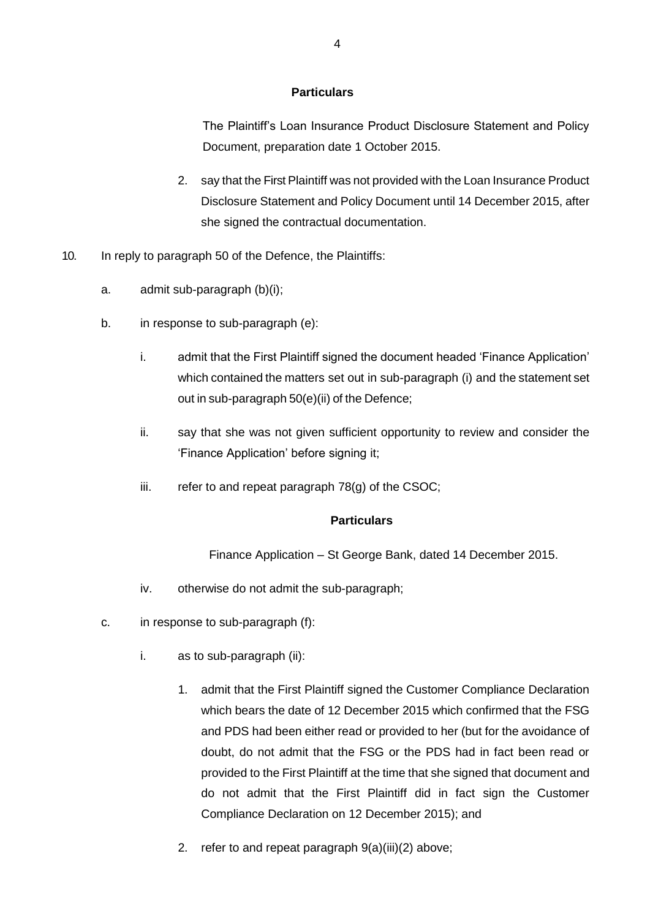**Particulars**

The Plaintiff's Loan Insurance Product Disclosure Statement and Policy Document, preparation date 1 October 2015.

2. say that the First Plaintiff was not provided with the Loan Insurance Product Disclosure Statement and Policy Document until 14 December 2015, after she signed the contractual documentation.

10. In reply to paragraph 50 of the Defence, the Plaintiffs:

    a. admit sub-paragraph (b)(i);

    b. in response to sub-paragraph (e):

        i. admit that the First Plaintiff signed the document headed 'Finance Application' which contained the matters set out in sub-paragraph (i) and the statement set out in sub-paragraph 50(e)(ii) of the Defence;

        ii. say that she was not given sufficient opportunity to review and consider the 'Finance Application' before signing it;

        iii. refer to and repeat paragraph 78(g) of the CSOC;

        **Particulars**

        Finance Application – St George Bank, dated 14 December 2015.

        iv. otherwise do not admit the sub-paragraph;

    c. in response to sub-paragraph (f):

        i. as to sub-paragraph (ii):

            1. admit that the First Plaintiff signed the Customer Compliance Declaration which bears the date of 12 December 2015 which confirmed that the FSG and PDS had been either read or provided to her (but for the avoidance of doubt, do not admit that the FSG or the PDS had in fact been read or provided to the First Plaintiff at the time that she signed that document and do not admit that the First Plaintiff did in fact sign the Customer Compliance Declaration on 12 December 2015); and

            2. refer to and repeat paragraph 9(a)(iii)(2) above;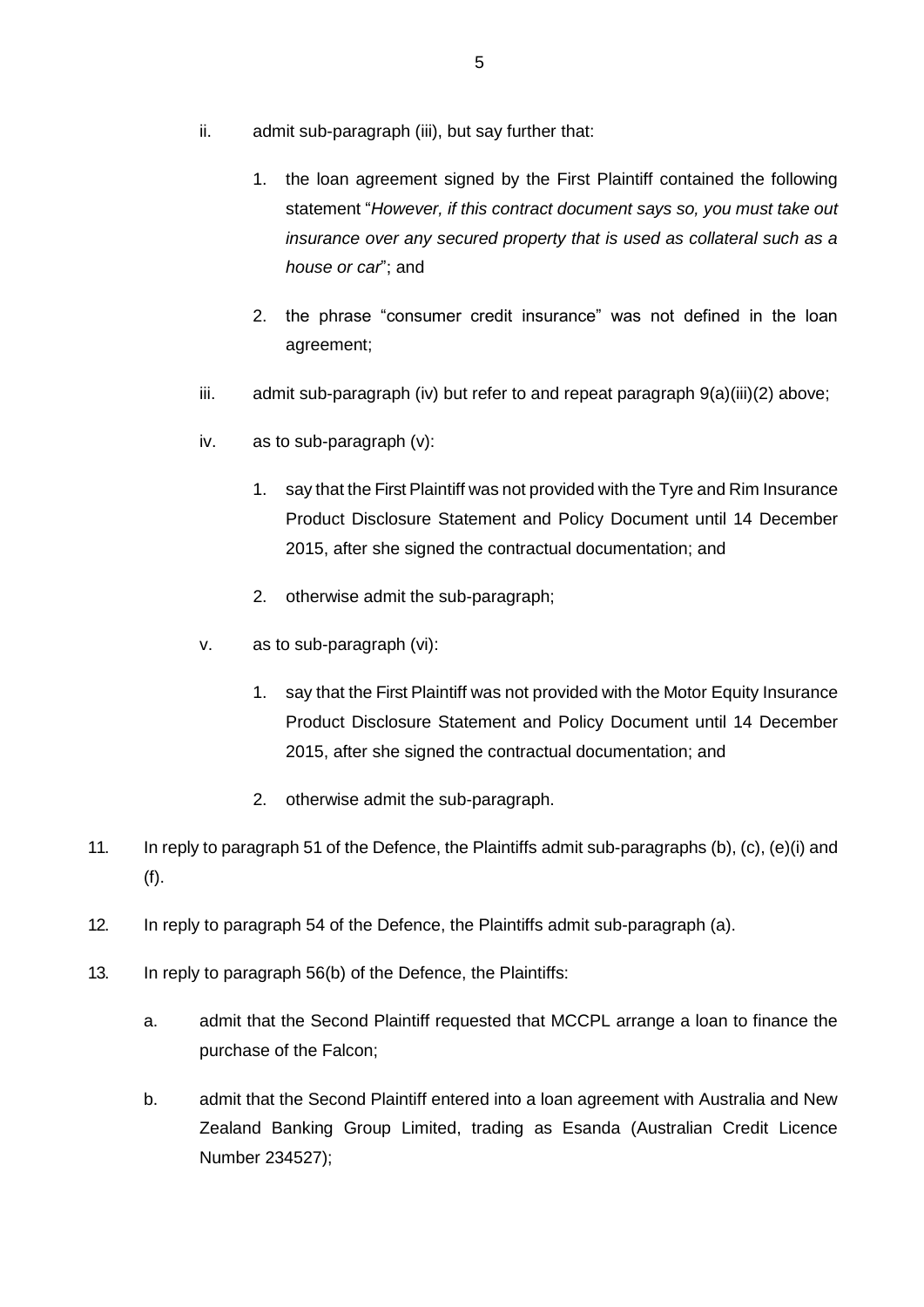ii. admit sub-paragraph (iii), but say further that:

   1. the loan agreement signed by the First Plaintiff contained the following statement "*However, if this contract document says so, you must take out insurance over any secured property that is used as collateral such as a house or car*"; and

   2. the phrase "consumer credit insurance" was not defined in the loan agreement;

iii. admit sub-paragraph (iv) but refer to and repeat paragraph 9(a)(iii)(2) above;

iv. as to sub-paragraph (v):

   1. say that the First Plaintiff was not provided with the Tyre and Rim Insurance Product Disclosure Statement and Policy Document until 14 December 2015, after she signed the contractual documentation; and

   2. otherwise admit the sub-paragraph;

v. as to sub-paragraph (vi):

   1. say that the First Plaintiff was not provided with the Motor Equity Insurance Product Disclosure Statement and Policy Document until 14 December 2015, after she signed the contractual documentation; and

   2. otherwise admit the sub-paragraph.

11. In reply to paragraph 51 of the Defence, the Plaintiffs admit sub-paragraphs (b), (c), (e)(i) and (f).

12. In reply to paragraph 54 of the Defence, the Plaintiffs admit sub-paragraph (a).

13. In reply to paragraph 56(b) of the Defence, the Plaintiffs:

   a. admit that the Second Plaintiff requested that MCCPL arrange a loan to finance the purchase of the Falcon;

   b. admit that the Second Plaintiff entered into a loan agreement with Australia and New Zealand Banking Group Limited, trading as Esanda (Australian Credit Licence Number 234527);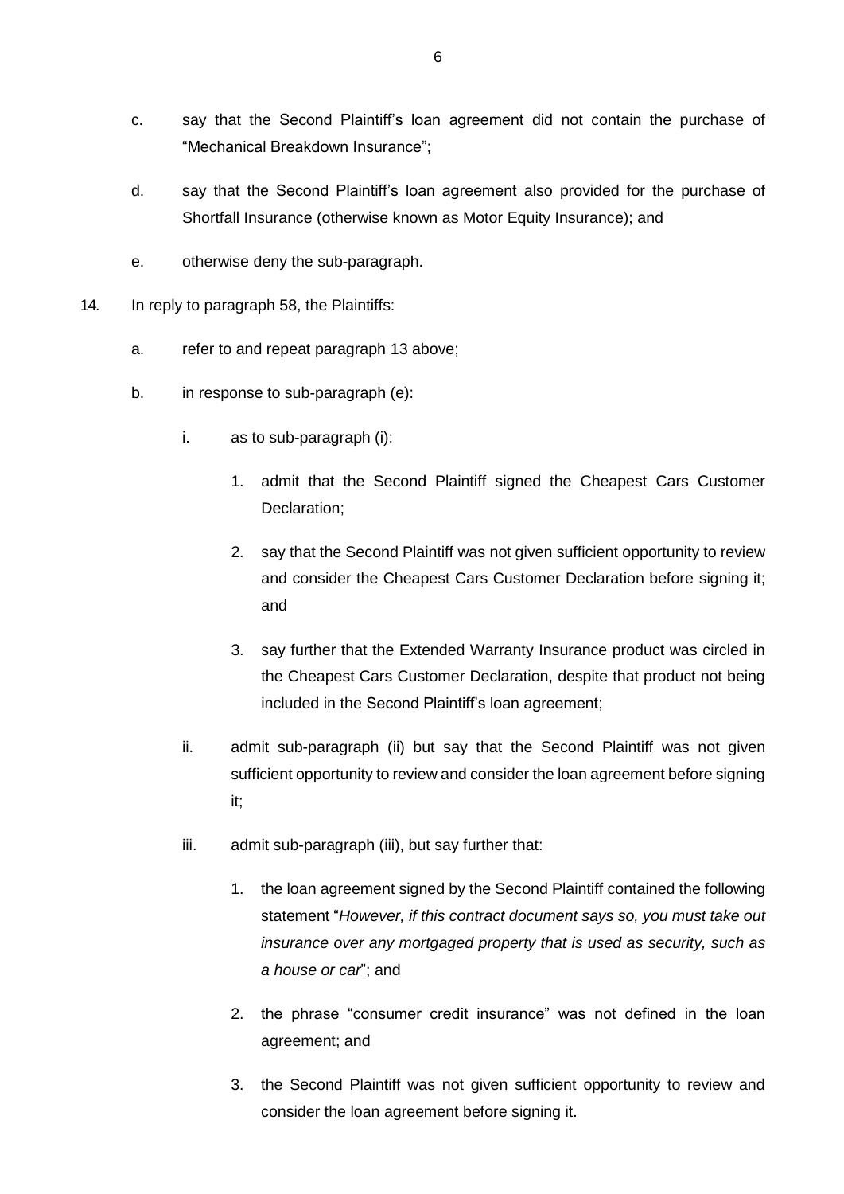c. say that the Second Plaintiff's loan agreement did not contain the purchase of "Mechanical Breakdown Insurance";

d. say that the Second Plaintiff's loan agreement also provided for the purchase of Shortfall Insurance (otherwise known as Motor Equity Insurance); and

e. otherwise deny the sub-paragraph.

14. In reply to paragraph 58, the Plaintiffs:

  a. refer to and repeat paragraph 13 above;

  b. in response to sub-paragraph (e):

    i. as to sub-paragraph (i):

      1. admit that the Second Plaintiff signed the Cheapest Cars Customer Declaration;

      2. say that the Second Plaintiff was not given sufficient opportunity to review and consider the Cheapest Cars Customer Declaration before signing it; and

      3. say further that the Extended Warranty Insurance product was circled in the Cheapest Cars Customer Declaration, despite that product not being included in the Second Plaintiff's loan agreement;

    ii. admit sub-paragraph (ii) but say that the Second Plaintiff was not given sufficient opportunity to review and consider the loan agreement before signing it;

    iii. admit sub-paragraph (iii), but say further that:

      1. the loan agreement signed by the Second Plaintiff contained the following statement "*However, if this contract document says so, you must take out insurance over any mortgaged property that is used as security, such as a house or car*"; and

      2. the phrase "consumer credit insurance" was not defined in the loan agreement; and

      3. the Second Plaintiff was not given sufficient opportunity to review and consider the loan agreement before signing it.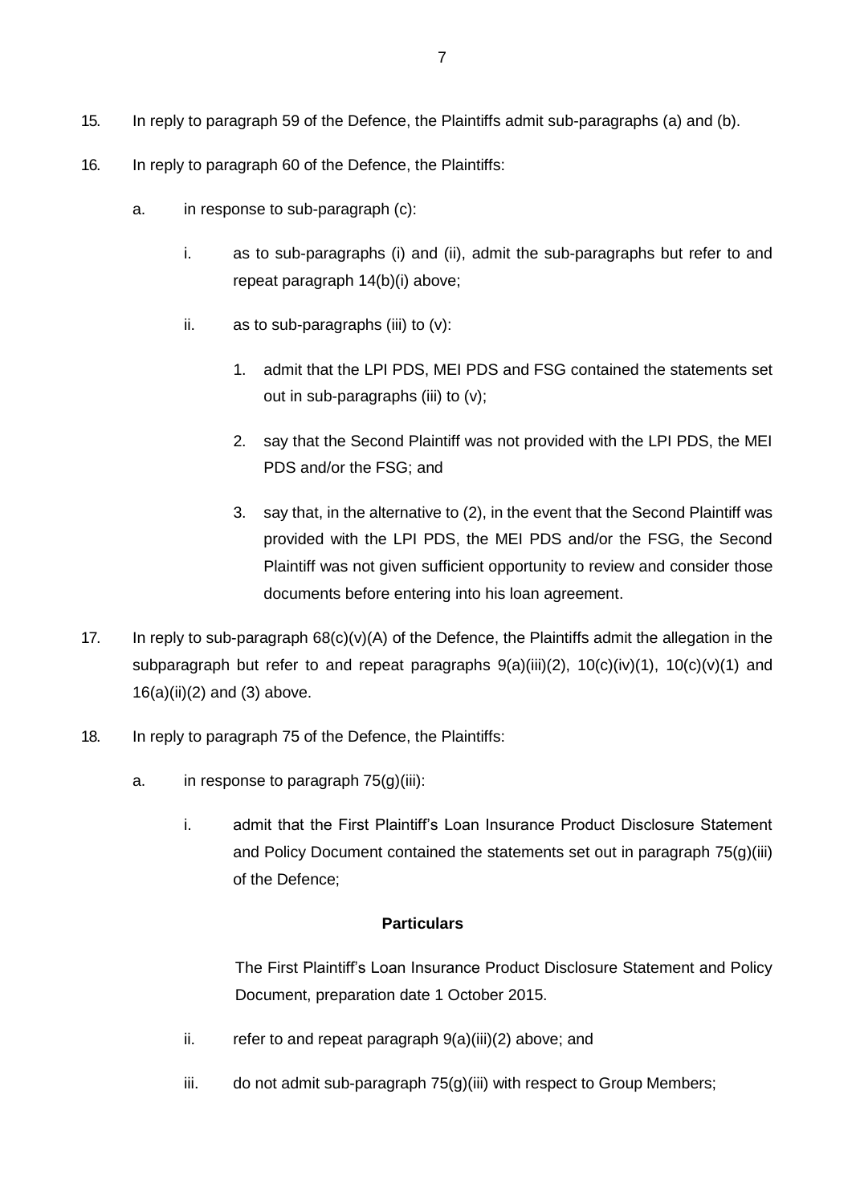15. In reply to paragraph 59 of the Defence, the Plaintiffs admit sub-paragraphs (a) and (b).

16. In reply to paragraph 60 of the Defence, the Plaintiffs:

    a. in response to sub-paragraph (c):

        i. as to sub-paragraphs (i) and (ii), admit the sub-paragraphs but refer to and repeat paragraph 14(b)(i) above;

        ii. as to sub-paragraphs (iii) to (v):

            1. admit that the LPI PDS, MEI PDS and FSG contained the statements set out in sub-paragraphs (iii) to (v);

            2. say that the Second Plaintiff was not provided with the LPI PDS, the MEI PDS and/or the FSG; and

            3. say that, in the alternative to (2), in the event that the Second Plaintiff was provided with the LPI PDS, the MEI PDS and/or the FSG, the Second Plaintiff was not given sufficient opportunity to review and consider those documents before entering into his loan agreement.

17. In reply to sub-paragraph 68(c)(v)(A) of the Defence, the Plaintiffs admit the allegation in the subparagraph but refer to and repeat paragraphs 9(a)(iii)(2), 10(c)(iv)(1), 10(c)(v)(1) and 16(a)(ii)(2) and (3) above.

18. In reply to paragraph 75 of the Defence, the Plaintiffs:

    a. in response to paragraph 75(g)(iii):

        i. admit that the First Plaintiff's Loan Insurance Product Disclosure Statement and Policy Document contained the statements set out in paragraph 75(g)(iii) of the Defence;

        **Particulars**

        The First Plaintiff's Loan Insurance Product Disclosure Statement and Policy Document, preparation date 1 October 2015.

        ii. refer to and repeat paragraph 9(a)(iii)(2) above; and

        iii. do not admit sub-paragraph 75(g)(iii) with respect to Group Members;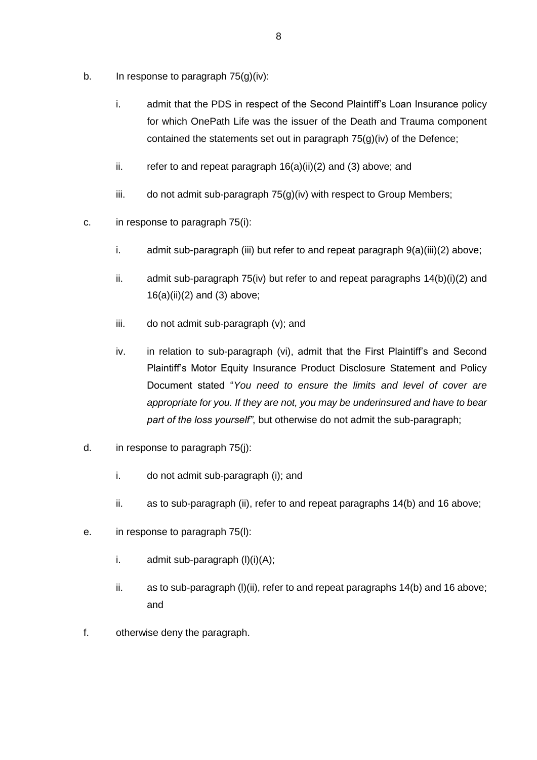b. In response to paragraph 75(g)(iv):

   i. admit that the PDS in respect of the Second Plaintiff's Loan Insurance policy for which OnePath Life was the issuer of the Death and Trauma component contained the statements set out in paragraph 75(g)(iv) of the Defence;

   ii. refer to and repeat paragraph 16(a)(ii)(2) and (3) above; and

   iii. do not admit sub-paragraph 75(g)(iv) with respect to Group Members;

c. in response to paragraph 75(i):

   i. admit sub-paragraph (iii) but refer to and repeat paragraph 9(a)(iii)(2) above;

   ii. admit sub-paragraph 75(iv) but refer to and repeat paragraphs 14(b)(i)(2) and 16(a)(ii)(2) and (3) above;

   iii. do not admit sub-paragraph (v); and

   iv. in relation to sub-paragraph (vi), admit that the First Plaintiff's and Second Plaintiff's Motor Equity Insurance Product Disclosure Statement and Policy Document stated "*You need to ensure the limits and level of cover are appropriate for you. If they are not, you may be underinsured and have to bear part of the loss yourself"*, but otherwise do not admit the sub-paragraph;

d. in response to paragraph 75(j):

   i. do not admit sub-paragraph (i); and

   ii. as to sub-paragraph (ii), refer to and repeat paragraphs 14(b) and 16 above;

e. in response to paragraph 75(l):

   i. admit sub-paragraph (l)(i)(A);

   ii. as to sub-paragraph (l)(ii), refer to and repeat paragraphs 14(b) and 16 above; and

f. otherwise deny the paragraph.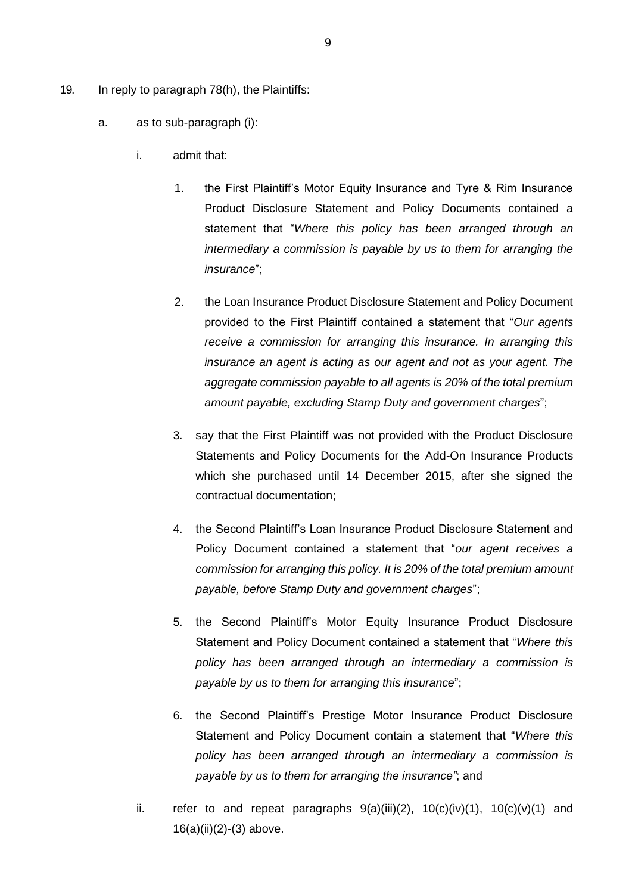19. In reply to paragraph 78(h), the Plaintiffs:

    a. as to sub-paragraph (i):

        i. admit that:

            1. the First Plaintiff's Motor Equity Insurance and Tyre & Rim Insurance Product Disclosure Statement and Policy Documents contained a statement that "*Where this policy has been arranged through an intermediary a commission is payable by us to them for arranging the insurance*";

            2. the Loan Insurance Product Disclosure Statement and Policy Document provided to the First Plaintiff contained a statement that "*Our agents receive a commission for arranging this insurance. In arranging this insurance an agent is acting as our agent and not as your agent. The aggregate commission payable to all agents is 20% of the total premium amount payable, excluding Stamp Duty and government charges*";

            3. say that the First Plaintiff was not provided with the Product Disclosure Statements and Policy Documents for the Add-On Insurance Products which she purchased until 14 December 2015, after she signed the contractual documentation;

            4. the Second Plaintiff's Loan Insurance Product Disclosure Statement and Policy Document contained a statement that "*our agent receives a commission for arranging this policy. It is 20% of the total premium amount payable, before Stamp Duty and government charges*";

            5. the Second Plaintiff's Motor Equity Insurance Product Disclosure Statement and Policy Document contained a statement that "*Where this policy has been arranged through an intermediary a commission is payable by us to them for arranging this insurance*";

            6. the Second Plaintiff's Prestige Motor Insurance Product Disclosure Statement and Policy Document contain a statement that "*Where this policy has been arranged through an intermediary a commission is payable by us to them for arranging the insurance*"; and

        ii. refer to and repeat paragraphs 9(a)(iii)(2), 10(c)(iv)(1), 10(c)(v)(1) and 16(a)(ii)(2)-(3) above.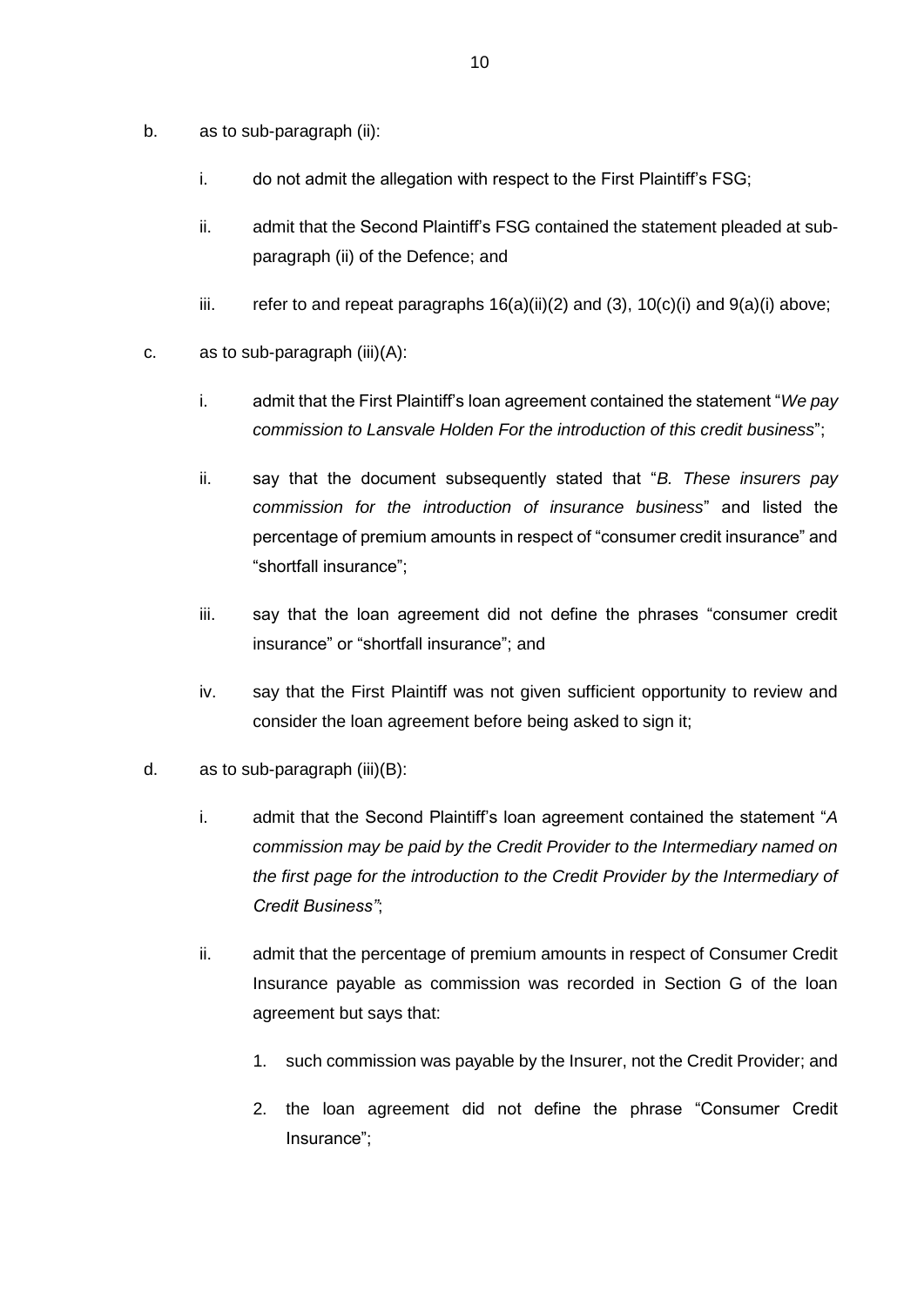b. as to sub-paragraph (ii):

   i. do not admit the allegation with respect to the First Plaintiff's FSG;

   ii. admit that the Second Plaintiff's FSG contained the statement pleaded at sub-paragraph (ii) of the Defence; and

   iii. refer to and repeat paragraphs 16(a)(ii)(2) and (3), 10(c)(i) and 9(a)(i) above;

c. as to sub-paragraph (iii)(A):

   i. admit that the First Plaintiff's loan agreement contained the statement "*We pay commission to Lansvale Holden For the introduction of this credit business*";

   ii. say that the document subsequently stated that "*B. These insurers pay commission for the introduction of insurance business*" and listed the percentage of premium amounts in respect of "consumer credit insurance" and "shortfall insurance";

   iii. say that the loan agreement did not define the phrases "consumer credit insurance" or "shortfall insurance"; and

   iv. say that the First Plaintiff was not given sufficient opportunity to review and consider the loan agreement before being asked to sign it;

d. as to sub-paragraph (iii)(B):

   i. admit that the Second Plaintiff's loan agreement contained the statement "*A commission may be paid by the Credit Provider to the Intermediary named on the first page for the introduction to the Credit Provider by the Intermediary of Credit Business"*;

   ii. admit that the percentage of premium amounts in respect of Consumer Credit Insurance payable as commission was recorded in Section G of the loan agreement but says that:

      1. such commission was payable by the Insurer, not the Credit Provider; and

      2. the loan agreement did not define the phrase "Consumer Credit Insurance";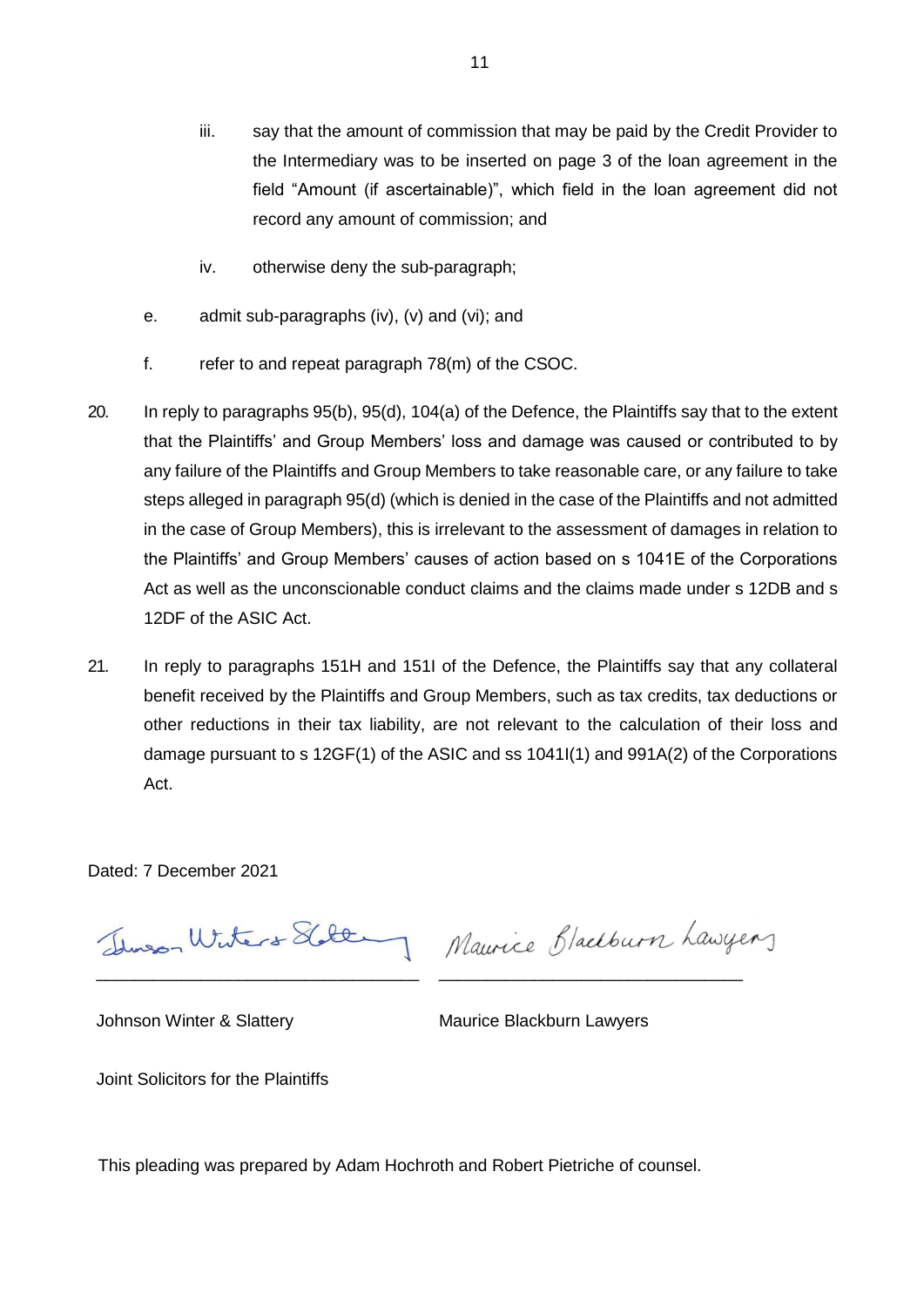iii. say that the amount of commission that may be paid by the Credit Provider to the Intermediary was to be inserted on page 3 of the loan agreement in the field "Amount (if ascertainable)", which field in the loan agreement did not record any amount of commission; and

iv. otherwise deny the sub-paragraph;

e. admit sub-paragraphs (iv), (v) and (vi); and

f. refer to and repeat paragraph 78(m) of the CSOC.

20. In reply to paragraphs 95(b), 95(d), 104(a) of the Defence, the Plaintiffs say that to the extent that the Plaintiffs' and Group Members' loss and damage was caused or contributed to by any failure of the Plaintiffs and Group Members to take reasonable care, or any failure to take steps alleged in paragraph 95(d) (which is denied in the case of the Plaintiffs and not admitted in the case of Group Members), this is irrelevant to the assessment of damages in relation to the Plaintiffs' and Group Members' causes of action based on s 1041E of the Corporations Act as well as the unconscionable conduct claims and the claims made under s 12DB and s 12DF of the ASIC Act.

21. In reply to paragraphs 151H and 151I of the Defence, the Plaintiffs say that any collateral benefit received by the Plaintiffs and Group Members, such as tax credits, tax deductions or other reductions in their tax liability, are not relevant to the calculation of their loss and damage pursuant to s 12GF(1) of the ASIC and ss 1041I(1) and 991A(2) of the Corporations Act.

Dated: 7 December 2021

Johnson Winter & Slattery

Maurice Blackburn Lawyers

Johnson Winter & Slattery　　Maurice Blackburn Lawyers

Joint Solicitors for the Plaintiffs

This pleading was prepared by Adam Hochroth and Robert Pietriche of counsel.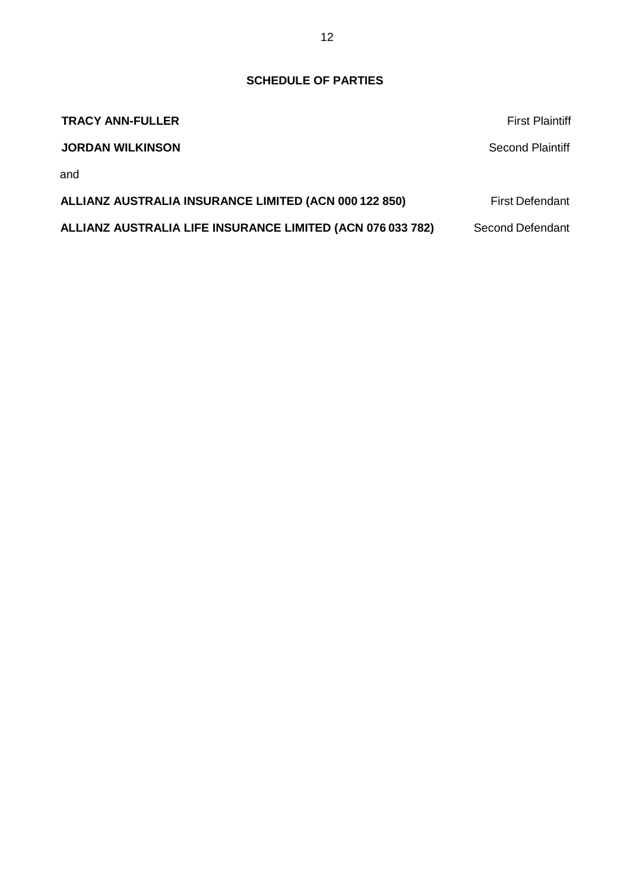## SCHEDULE OF PARTIES

| | |
|---|---|
| **TRACY ANN-FULLER** | First Plaintiff |
| **JORDAN WILKINSON** | Second Plaintiff |
| and | |
| **ALLIANZ AUSTRALIA INSURANCE LIMITED (ACN 000 122 850)** | First Defendant |
| **ALLIANZ AUSTRALIA LIFE INSURANCE LIMITED (ACN 076 033 782)** | Second Defendant |